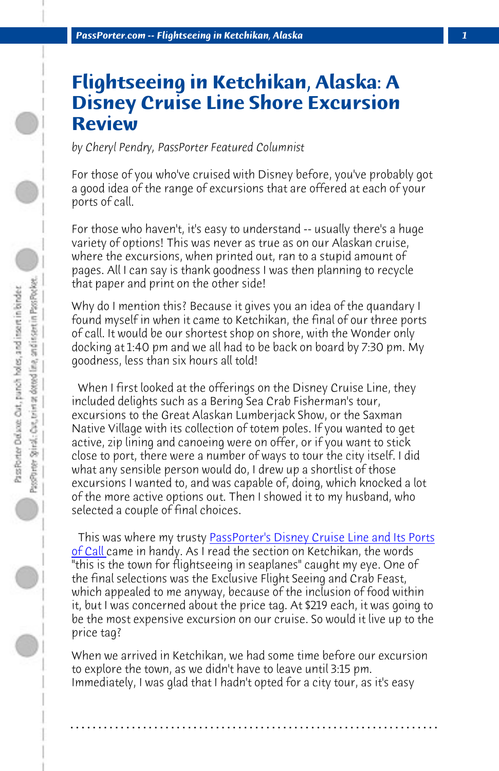# Flightseeing in Ketchikan, Alaska: A Disney Cruise Line Shore Excursion Review

*by Cheryl Pendry, PassPorter Featured Columnist*

For those of you who've cruised with Disney before, you've probably got a good idea of the range of excursions that are offered at each of your ports of call.

For those who haven't, it's easy to understand -- usually there's a huge variety of options! This was never as true as on our Alaskan cruise, where the excursions, when printed out, ran to a stupid amount of pages. All I can say is thank goodness I was then planning to recycle that paper and print on the other side!

Why do I mention this? Because it gives you an idea of the quandary I found myself in when it came to Ketchikan, the final of our three ports of call. It would be our shortest shop on shore, with the Wonder only docking at 1:40 pm and we all had to be back on board by 7:30 pm. My goodness, less than six hours all told!

When I first looked at the offerings on the Disney Cruise Line, they included delights such as a Bering Sea Crab Fisherman's tour, excursions to the Great Alaskan Lumberjack Show, or the Saxman Native Village with its collection of totem poles. If you wanted to get active, zip lining and canoeing were on offer, or if you want to stick close to port, there were a number of ways to tour the city itself. I did what any sensible person would do, I drew up a shortlist of those excursions I wanted to, and was capable of, doing, which knocked a lot of the more active options out. Then I showed it to my husband, who selected a couple of final choices.

This was where my trusty PassPorter's Disney Cruise Line and Its Ports of Call came in handy. As I read the section on Ketchikan, the words "this is the town for flightseeing in seaplanes" caught my eye. One of the final selections was the Exclusive Flight Seeing and Crab Feast, which appealed to me anyway, because of the inclusion of food within it, but I was concerned about the price tag. At $219 each, it was going to be the most expensive excursion on our cruise. So would it live up to the price tag?

When we arrived in Ketchikan, we had some time before our excursion to explore the town, as we didn't have to leave until 3:15 pm. Immediately, I was glad that I hadn't opted for a city tour, as it's easy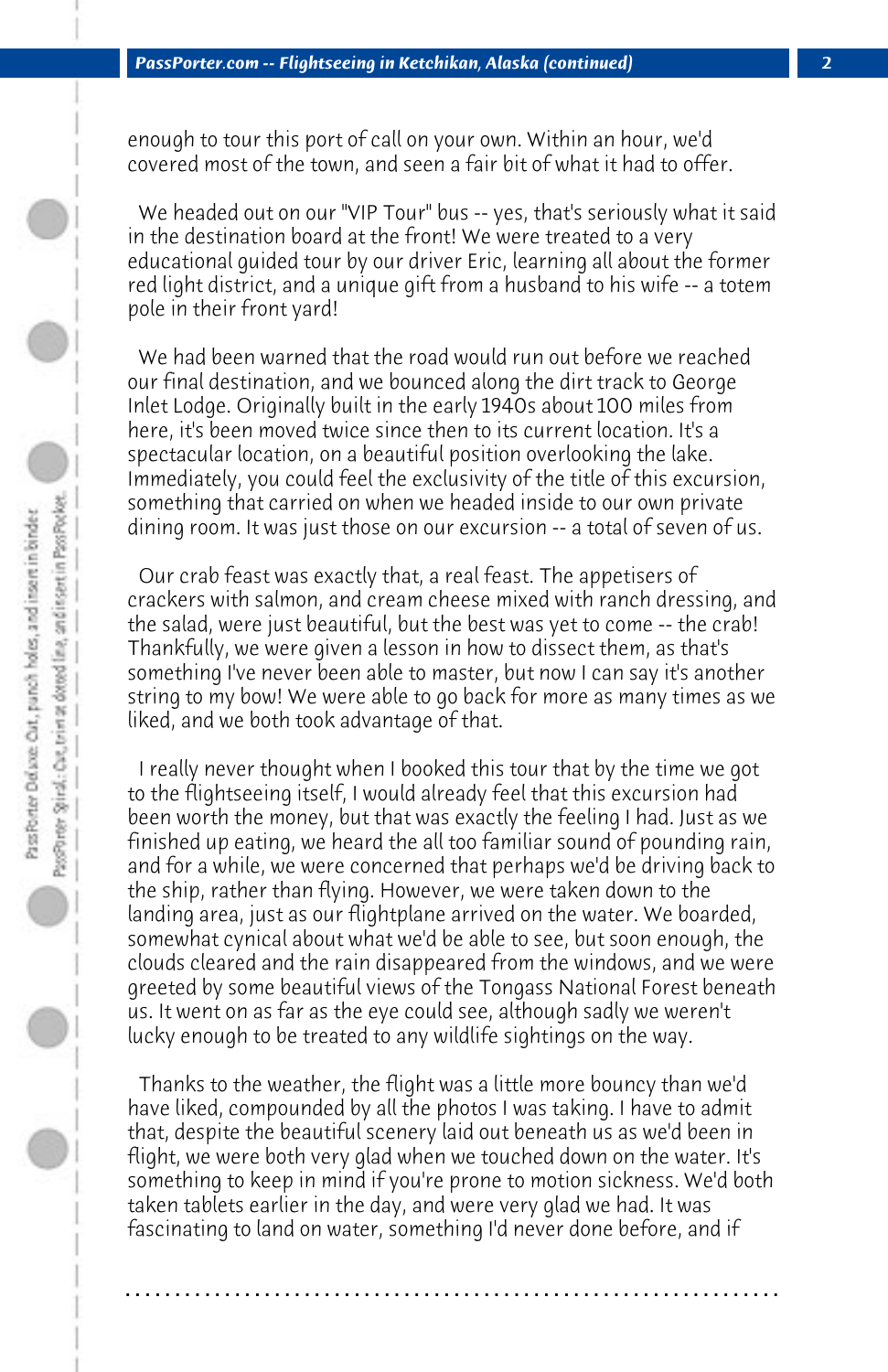enough to tour this port of call on your own. Within an hour, we'd covered most of the town, and seen a fair bit of what it had to offer.

We headed out on our "VIP Tour" bus -- yes, that's seriously what it said in the destination board at the front! We were treated to a very educational guided tour by our driver Eric, learning all about the former red light district, and a unique gift from a husband to his wife -- a totem pole in their front yard!

We had been warned that the road would run out before we reached our final destination, and we bounced along the dirt track to George Inlet Lodge. Originally built in the early 1940s about 100 miles from here, it's been moved twice since then to its current location. It's a spectacular location, on a beautiful position overlooking the lake. Immediately, you could feel the exclusivity of the title of this excursion, something that carried on when we headed inside to our own private dining room. It was just those on our excursion -- a total of seven of us.

Our crab feast was exactly that, a real feast. The appetisers of crackers with salmon, and cream cheese mixed with ranch dressing, and the salad, were just beautiful, but the best was yet to come -- the crab! Thankfully, we were given a lesson in how to dissect them, as that's something I've never been able to master, but now I can say it's another string to my bow! We were able to go back for more as many times as we liked, and we both took advantage of that.

I really never thought when I booked this tour that by the time we got to the flightseeing itself, I would already feel that this excursion had been worth the money, but that was exactly the feeling I had. Just as we finished up eating, we heard the all too familiar sound of pounding rain, and for a while, we were concerned that perhaps we'd be driving back to the ship, rather than flying. However, we were taken down to the landing area, just as our flightplane arrived on the water. We boarded, somewhat cynical about what we'd be able to see, but soon enough, the clouds cleared and the rain disappeared from the windows, and we were greeted by some beautiful views of the Tongass National Forest beneath us. It went on as far as the eye could see, although sadly we weren't lucky enough to be treated to any wildlife sightings on the way.

Thanks to the weather, the flight was a little more bouncy than we'd have liked, compounded by all the photos I was taking. I have to admit that, despite the beautiful scenery laid out beneath us as we'd been in flight, we were both very glad when we touched down on the water. It's something to keep in mind if you're prone to motion sickness. We'd both taken tablets earlier in the day, and were very glad we had. It was fascinating to land on water, something I'd never done before, and if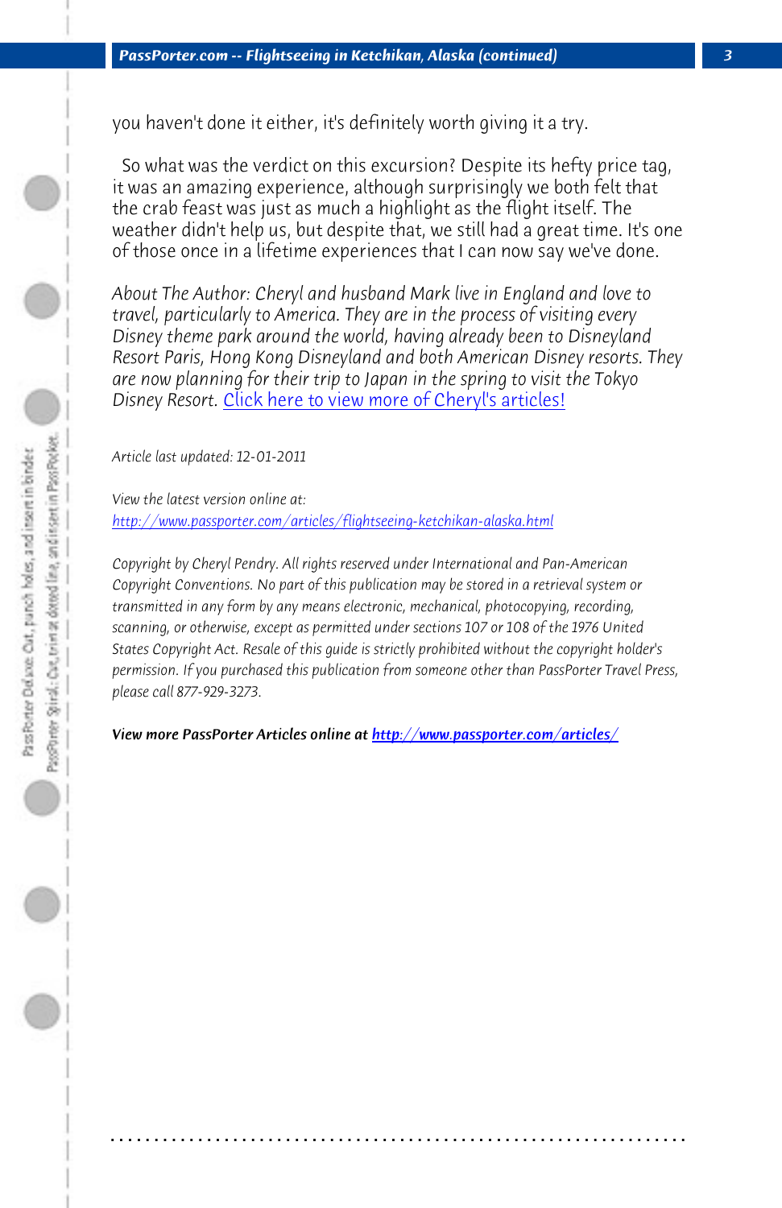you haven't done it either, it's definitely worth giving it a try.

So what was the verdict on this excursion? Despite its hefty price tag, it was an amazing experience, although surprisingly we both felt that the crab feast was just as much a highlight as the flight itself. The weather didn't help us, but despite that, we still had a great time. It's one of those once in a lifetime experiences that I can now say we've done.

*About The Author: Cheryl and husband Mark live in England and love to travel, particularly to America. They are in the process of visiting every Disney theme park around the world, having already been to Disneyland Resort Paris, Hong Kong Disneyland and both American Disney resorts. They are now planning for their trip to Japan in the spring to visit the Tokyo Disney Resort.* Click here to view more of Cheryl's articles!

*Article last updated: 12-01-2011*

*View the latest version online at:*
*http://www.passporter.com/articles/flightseeing-ketchikan-alaska.html*

*Copyright by Cheryl Pendry. All rights reserved under International and Pan-American Copyright Conventions. No part of this publication may be stored in a retrieval system or transmitted in any form by any means electronic, mechanical, photocopying, recording, scanning, or otherwise, except as permitted under sections 107 or 108 of the 1976 United States Copyright Act. Resale of this guide is strictly prohibited without the copyright holder's permission. If you purchased this publication from someone other than PassPorter Travel Press, please call 877-929-3273.*

***View more PassPorter Articles online at http://www.passporter.com/articles/***